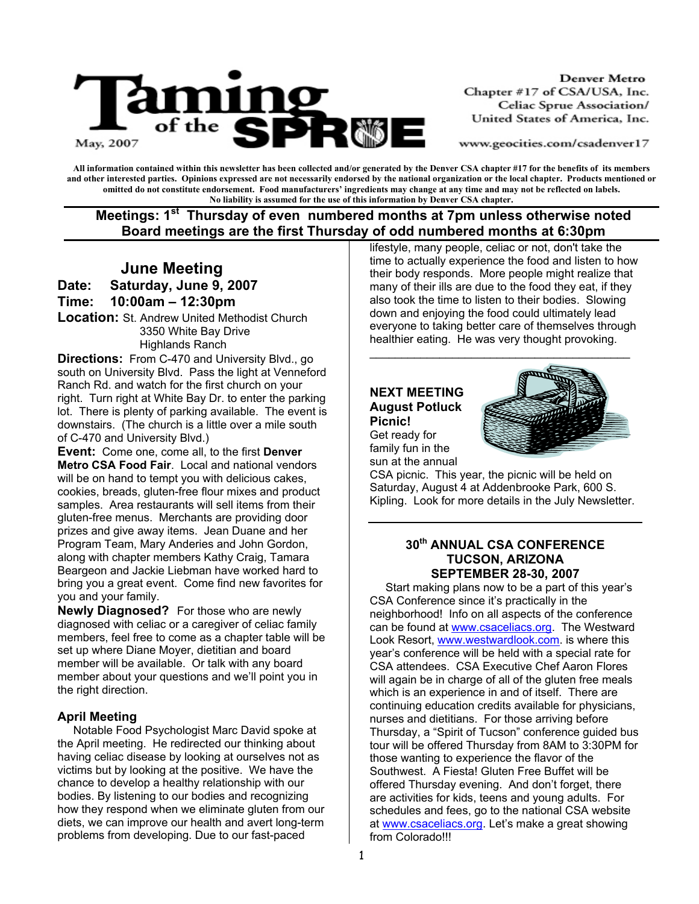# Taming of the SPRUE

May, 2007

Denver Metro
Chapter #17 of CSA/USA, Inc.
Celiac Sprue Association/
United States of America, Inc.

www.geocities.com/csadenver17

**All information contained within this newsletter has been collected and/or generated by the Denver CSA chapter #17 for the benefits of its members and other interested parties. Opinions expressed are not necessarily endorsed by the national organization or the local chapter. Products mentioned or omitted do not constitute endorsement. Food manufacturers' ingredients may change at any time and may not be reflected on labels. No liability is assumed for the use of this information by Denver CSA chapter.**

**Meetings: 1st Thursday of even numbered months at 7pm unless otherwise noted**
**Board meetings are the first Thursday of odd numbered months at 6:30pm**

## June Meeting

**Date: Saturday, June 9, 2007**
**Time: 10:00am – 12:30pm**
**Location:** St. Andrew United Methodist Church
3350 White Bay Drive
Highlands Ranch

**Directions:** From C-470 and University Blvd., go south on University Blvd. Pass the light at Venneford Ranch Rd. and watch for the first church on your right. Turn right at White Bay Dr. to enter the parking lot. There is plenty of parking available. The event is downstairs. (The church is a little over a mile south of C-470 and University Blvd.)

**Event:** Come one, come all, to the first **Denver Metro CSA Food Fair**. Local and national vendors will be on hand to tempt you with delicious cakes, cookies, breads, gluten-free flour mixes and product samples. Area restaurants will sell items from their gluten-free menus. Merchants are providing door prizes and give away items. Jean Duane and her Program Team, Mary Anderies and John Gordon, along with chapter members Kathy Craig, Tamara Beargeon and Jackie Liebman have worked hard to bring you a great event. Come find new favorites for you and your family.

**Newly Diagnosed?** For those who are newly diagnosed with celiac or a caregiver of celiac family members, feel free to come as a chapter table will be set up where Diane Moyer, dietitian and board member will be available. Or talk with any board member about your questions and we'll point you in the right direction.

### April Meeting

Notable Food Psychologist Marc David spoke at the April meeting. He redirected our thinking about having celiac disease by looking at ourselves not as victims but by looking at the positive. We have the chance to develop a healthy relationship with our bodies. By listening to our bodies and recognizing how they respond when we eliminate gluten from our diets, we can improve our health and avert long-term problems from developing. Due to our fast-paced lifestyle, many people, celiac or not, don't take the time to actually experience the food and listen to how their body responds. More people might realize that many of their ills are due to the food they eat, if they also took the time to listen to their bodies. Slowing down and enjoying the food could ultimately lead everyone to taking better care of themselves through healthier eating. He was very thought provoking.

---

### NEXT MEETING
### August Potluck Picnic!

Get ready for family fun in the sun at the annual CSA picnic. This year, the picnic will be held on Saturday, August 4 at Addenbrooke Park, 600 S. Kipling. Look for more details in the July Newsletter.

---

### 30th ANNUAL CSA CONFERENCE
### TUCSON, ARIZONA
### SEPTEMBER 28-30, 2007

Start making plans now to be a part of this year's CSA Conference since it's practically in the neighborhood! Info on all aspects of the conference can be found at www.csaceliacs.org. The Westward Look Resort, www.westwardlook.com. is where this year's conference will be held with a special rate for CSA attendees. CSA Executive Chef Aaron Flores will again be in charge of all of the gluten free meals which is an experience in and of itself. There are continuing education credits available for physicians, nurses and dietitians. For those arriving before Thursday, a "Spirit of Tucson" conference guided bus tour will be offered Thursday from 8AM to 3:30PM for those wanting to experience the flavor of the Southwest. A Fiesta! Gluten Free Buffet will be offered Thursday evening. And don't forget, there are activities for kids, teens and young adults. For schedules and fees, go to the national CSA website at www.csaceliacs.org. Let's make a great showing from Colorado!!!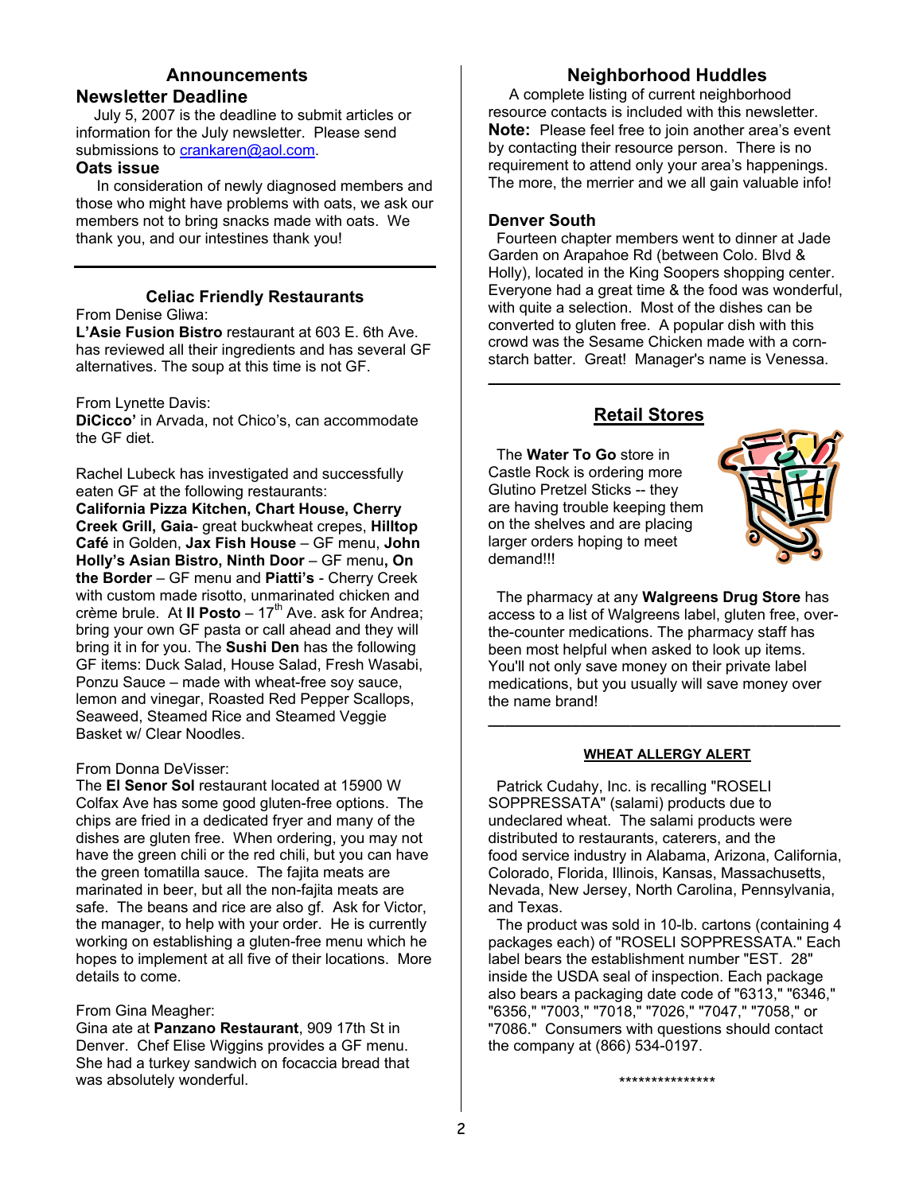## Announcements

### Newsletter Deadline

July 5, 2007 is the deadline to submit articles or information for the July newsletter. Please send submissions to crankaren@aol.com.

### Oats issue

In consideration of newly diagnosed members and those who might have problems with oats, we ask our members not to bring snacks made with oats. We thank you, and our intestines thank you!

---

## Celiac Friendly Restaurants

From Denise Gliwa:
**L'Asie Fusion Bistro** restaurant at 603 E. 6th Ave. has reviewed all their ingredients and has several GF alternatives. The soup at this time is not GF.

From Lynette Davis:
**DiCicco'** in Arvada, not Chico's, can accommodate the GF diet.

Rachel Lubeck has investigated and successfully eaten GF at the following restaurants:
**California Pizza Kitchen, Chart House, Cherry Creek Grill, Gaia**- great buckwheat crepes, **Hilltop Café** in Golden, **Jax Fish House** – GF menu, **John Holly's Asian Bistro, Ninth Door** – GF menu**, On the Border** – GF menu and **Piatti's** - Cherry Creek with custom made risotto, unmarinated chicken and crème brule. At **Il Posto** – 17th Ave. ask for Andrea; bring your own GF pasta or call ahead and they will bring it in for you. The **Sushi Den** has the following GF items: Duck Salad, House Salad, Fresh Wasabi, Ponzu Sauce – made with wheat-free soy sauce, lemon and vinegar, Roasted Red Pepper Scallops, Seaweed, Steamed Rice and Steamed Veggie Basket w/ Clear Noodles.

From Donna DeVisser:
The **El Senor Sol** restaurant located at 15900 W Colfax Ave has some good gluten-free options. The chips are fried in a dedicated fryer and many of the dishes are gluten free. When ordering, you may not have the green chili or the red chili, but you can have the green tomatilla sauce. The fajita meats are marinated in beer, but all the non-fajita meats are safe. The beans and rice are also gf. Ask for Victor, the manager, to help with your order. He is currently working on establishing a gluten-free menu which he hopes to implement at all five of their locations. More details to come.

From Gina Meagher:
Gina ate at **Panzano Restaurant**, 909 17th St in Denver. Chef Elise Wiggins provides a GF menu. She had a turkey sandwich on focaccia bread that was absolutely wonderful.

## Neighborhood Huddles

A complete listing of current neighborhood resource contacts is included with this newsletter.
**Note:** Please feel free to join another area's event by contacting their resource person. There is no requirement to attend only your area's happenings. The more, the merrier and we all gain valuable info!

### Denver South

Fourteen chapter members went to dinner at Jade Garden on Arapahoe Rd (between Colo. Blvd & Holly), located in the King Soopers shopping center. Everyone had a great time & the food was wonderful, with quite a selection. Most of the dishes can be converted to gluten free. A popular dish with this crowd was the Sesame Chicken made with a corn-starch batter. Great! Manager's name is Venessa.

---

## Retail Stores

The **Water To Go** store in Castle Rock is ordering more Glutino Pretzel Sticks -- they are having trouble keeping them on the shelves and are placing larger orders hoping to meet demand!!!

The pharmacy at any **Walgreens Drug Store** has access to a list of Walgreens label, gluten free, over-the-counter medications. The pharmacy staff has been most helpful when asked to look up items. You'll not only save money on their private label medications, but you usually will save money over the name brand!

---

### WHEAT ALLERGY ALERT

Patrick Cudahy, Inc. is recalling "ROSELI SOPPRESSATA" (salami) products due to undeclared wheat. The salami products were distributed to restaurants, caterers, and the food service industry in Alabama, Arizona, California, Colorado, Florida, Illinois, Kansas, Massachusetts, Nevada, New Jersey, North Carolina, Pennsylvania, and Texas.

The product was sold in 10-lb. cartons (containing 4 packages each) of "ROSELI SOPPRESSATA." Each label bears the establishment number "EST. 28" inside the USDA seal of inspection. Each package also bears a packaging date code of "6313," "6346," "6356," "7003," "7018," "7026," "7047," "7058," or "7086." Consumers with questions should contact the company at (866) 534-0197.

***************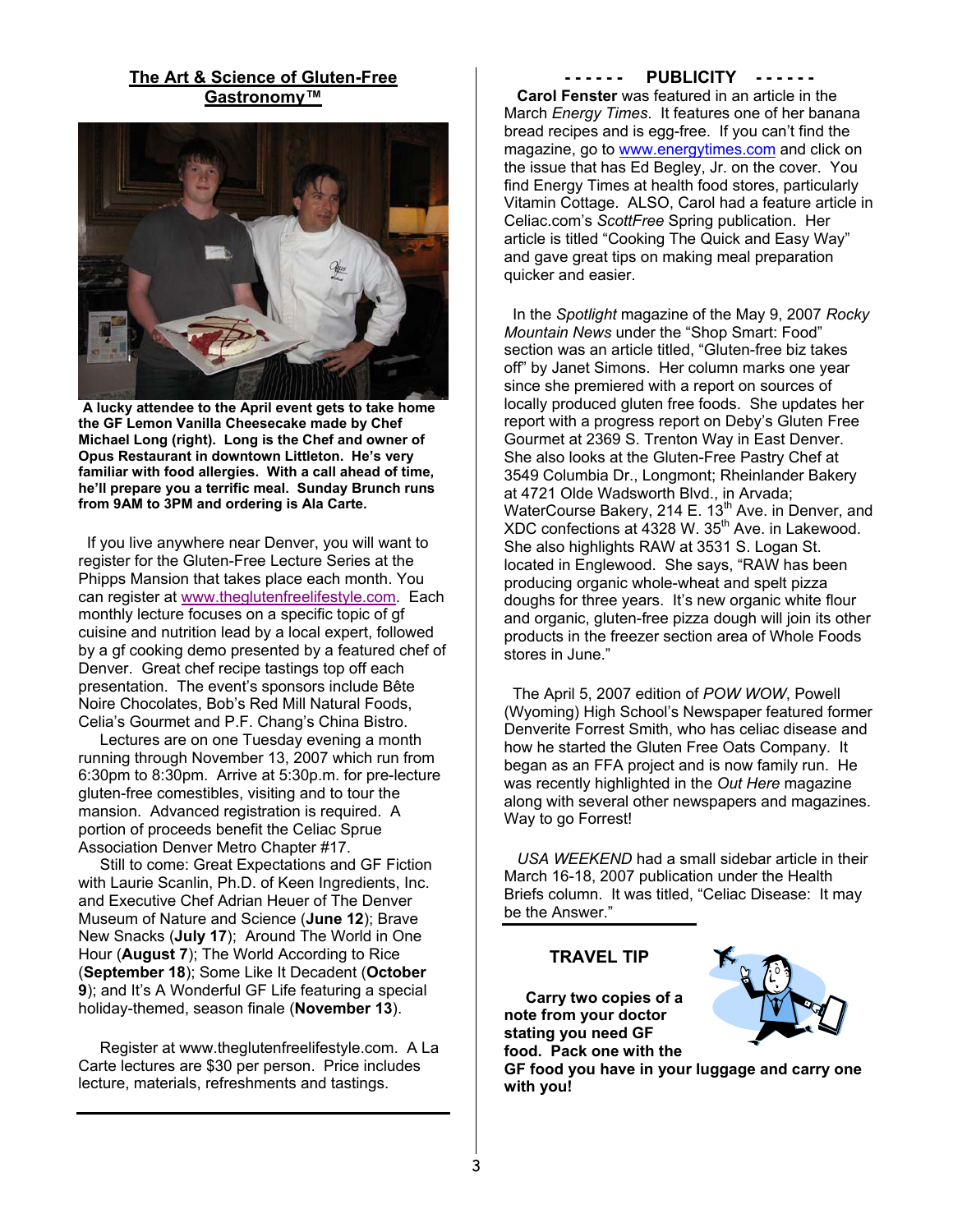## The Art & Science of Gluten-Free Gastronomy™

**A lucky attendee to the April event gets to take home the GF Lemon Vanilla Cheesecake made by Chef Michael Long (right). Long is the Chef and owner of Opus Restaurant in downtown Littleton. He's very familiar with food allergies. With a call ahead of time, he'll prepare you a terrific meal. Sunday Brunch runs from 9AM to 3PM and ordering is Ala Carte.**

If you live anywhere near Denver, you will want to register for the Gluten-Free Lecture Series at the Phipps Mansion that takes place each month. You can register at www.theglutenfreelifestyle.com. Each monthly lecture focuses on a specific topic of gf cuisine and nutrition lead by a local expert, followed by a gf cooking demo presented by a featured chef of Denver. Great chef recipe tastings top off each presentation. The event's sponsors include Bête Noire Chocolates, Bob's Red Mill Natural Foods, Celia's Gourmet and P.F. Chang's China Bistro.

Lectures are on one Tuesday evening a month running through November 13, 2007 which run from 6:30pm to 8:30pm. Arrive at 5:30p.m. for pre-lecture gluten-free comestibles, visiting and to tour the mansion. Advanced registration is required. A portion of proceeds benefit the Celiac Sprue Association Denver Metro Chapter #17.

Still to come: Great Expectations and GF Fiction with Laurie Scanlin, Ph.D. of Keen Ingredients, Inc. and Executive Chef Adrian Heuer of The Denver Museum of Nature and Science (**June 12**); Brave New Snacks (**July 17**); Around The World in One Hour (**August 7**); The World According to Rice (**September 18**); Some Like It Decadent (**October 9**); and It's A Wonderful GF Life featuring a special holiday-themed, season finale (**November 13**).

Register at www.theglutenfreelifestyle.com. A La Carte lectures are $30 per person. Price includes lecture, materials, refreshments and tastings.

## - - - - - - PUBLICITY - - - - - -

**Carol Fenster** was featured in an article in the March *Energy Times*. It features one of her banana bread recipes and is egg-free. If you can't find the magazine, go to www.energytimes.com and click on the issue that has Ed Begley, Jr. on the cover. You find Energy Times at health food stores, particularly Vitamin Cottage. ALSO, Carol had a feature article in Celiac.com's *ScottFree* Spring publication. Her article is titled "Cooking The Quick and Easy Way" and gave great tips on making meal preparation quicker and easier.

In the *Spotlight* magazine of the May 9, 2007 *Rocky Mountain News* under the "Shop Smart: Food" section was an article titled, "Gluten-free biz takes off" by Janet Simons. Her column marks one year since she premiered with a report on sources of locally produced gluten free foods. She updates her report with a progress report on Deby's Gluten Free Gourmet at 2369 S. Trenton Way in East Denver. She also looks at the Gluten-Free Pastry Chef at 3549 Columbia Dr., Longmont; Rheinlander Bakery at 4721 Olde Wadsworth Blvd., in Arvada; WaterCourse Bakery, 214 E. 13th Ave. in Denver, and XDC confections at 4328 W. 35th Ave. in Lakewood. She also highlights RAW at 3531 S. Logan St. located in Englewood. She says, "RAW has been producing organic whole-wheat and spelt pizza doughs for three years. It's new organic white flour and organic, gluten-free pizza dough will join its other products in the freezer section area of Whole Foods stores in June."

The April 5, 2007 edition of *POW WOW*, Powell (Wyoming) High School's Newspaper featured former Denverite Forrest Smith, who has celiac disease and how he started the Gluten Free Oats Company. It began as an FFA project and is now family run. He was recently highlighted in the *Out Here* magazine along with several other newspapers and magazines. Way to go Forrest!

*USA WEEKEND* had a small sidebar article in their March 16-18, 2007 publication under the Health Briefs column. It was titled, "Celiac Disease: It may be the Answer."

### TRAVEL TIP

**Carry two copies of a note from your doctor stating you need GF food. Pack one with the GF food you have in your luggage and carry one with you!**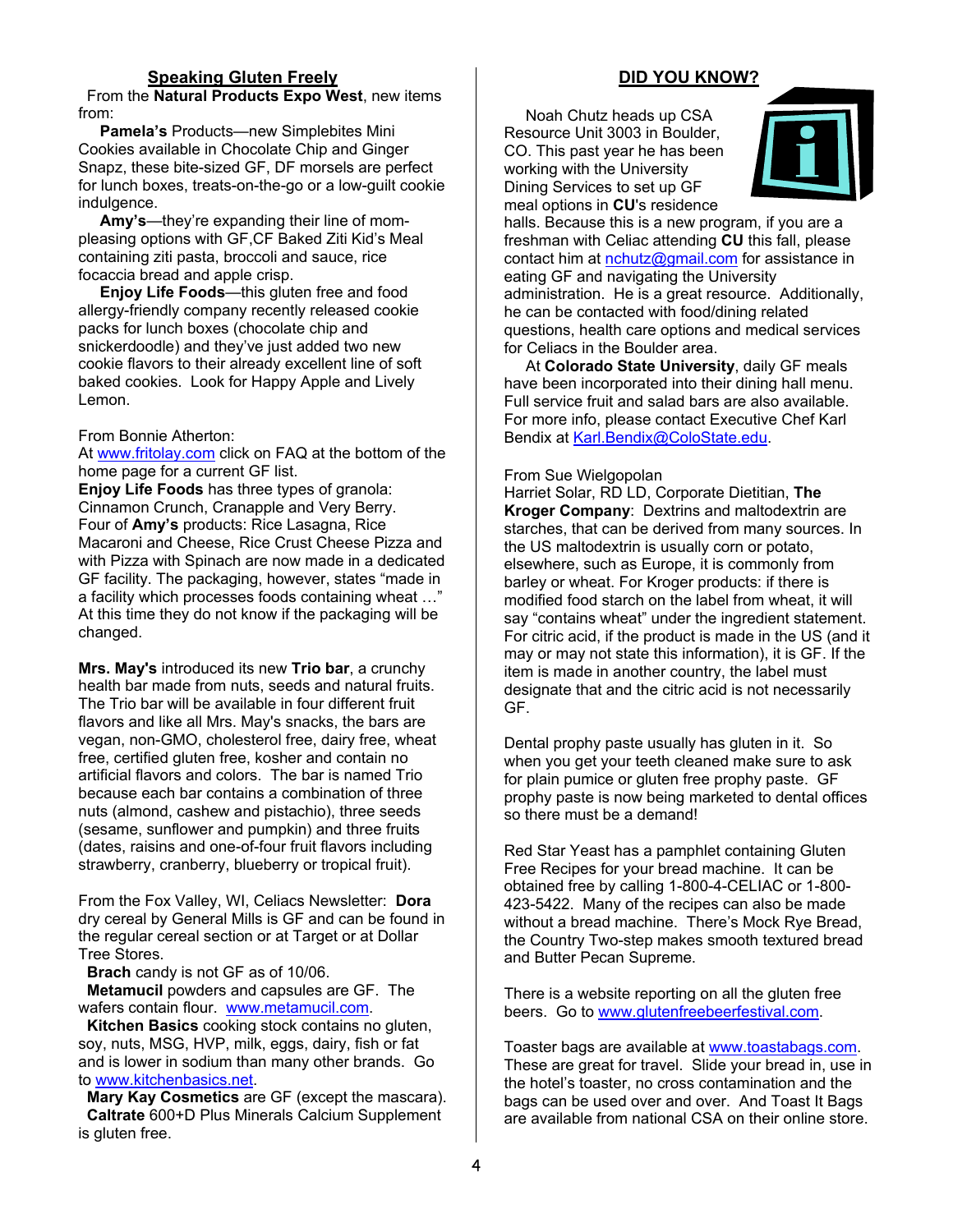## Speaking Gluten Freely

From the **Natural Products Expo West**, new items from:

**Pamela's** Products—new Simplebites Mini Cookies available in Chocolate Chip and Ginger Snapz, these bite-sized GF, DF morsels are perfect for lunch boxes, treats-on-the-go or a low-guilt cookie indulgence.

**Amy's**—they're expanding their line of mom-pleasing options with GF,CF Baked Ziti Kid's Meal containing ziti pasta, broccoli and sauce, rice focaccia bread and apple crisp.

**Enjoy Life Foods**—this gluten free and food allergy-friendly company recently released cookie packs for lunch boxes (chocolate chip and snickerdoodle) and they've just added two new cookie flavors to their already excellent line of soft baked cookies. Look for Happy Apple and Lively Lemon.

From Bonnie Atherton:
At www.fritolay.com click on FAQ at the bottom of the home page for a current GF list.
**Enjoy Life Foods** has three types of granola: Cinnamon Crunch, Cranapple and Very Berry.
Four of **Amy's** products: Rice Lasagna, Rice Macaroni and Cheese, Rice Crust Cheese Pizza and with Pizza with Spinach are now made in a dedicated GF facility. The packaging, however, states "made in a facility which processes foods containing wheat …" At this time they do not know if the packaging will be changed.

**Mrs. May's** introduced its new **Trio bar**, a crunchy health bar made from nuts, seeds and natural fruits. The Trio bar will be available in four different fruit flavors and like all Mrs. May's snacks, the bars are vegan, non-GMO, cholesterol free, dairy free, wheat free, certified gluten free, kosher and contain no artificial flavors and colors. The bar is named Trio because each bar contains a combination of three nuts (almond, cashew and pistachio), three seeds (sesame, sunflower and pumpkin) and three fruits (dates, raisins and one-of-four fruit flavors including strawberry, cranberry, blueberry or tropical fruit).

From the Fox Valley, WI, Celiacs Newsletter: **Dora** dry cereal by General Mills is GF and can be found in the regular cereal section or at Target or at Dollar Tree Stores.

**Brach** candy is not GF as of 10/06.

**Metamucil** powders and capsules are GF. The wafers contain flour. www.metamucil.com.

**Kitchen Basics** cooking stock contains no gluten, soy, nuts, MSG, HVP, milk, eggs, dairy, fish or fat and is lower in sodium than many other brands. Go to www.kitchenbasics.net.

**Mary Kay Cosmetics** are GF (except the mascara).

**Caltrate** 600+D Plus Minerals Calcium Supplement is gluten free.

## DID YOU KNOW?

Noah Chutz heads up CSA Resource Unit 3003 in Boulder, CO. This past year he has been working with the University Dining Services to set up GF meal options in **CU**'s residence halls. Because this is a new program, if you are a freshman with Celiac attending **CU** this fall, please contact him at nchutz@gmail.com for assistance in eating GF and navigating the University administration. He is a great resource. Additionally, he can be contacted with food/dining related questions, health care options and medical services for Celiacs in the Boulder area.

At **Colorado State University**, daily GF meals have been incorporated into their dining hall menu. Full service fruit and salad bars are also available. For more info, please contact Executive Chef Karl Bendix at Karl.Bendix@ColoState.edu.

From Sue Wielgopolan
Harriet Solar, RD LD, Corporate Dietitian, **The Kroger Company**: Dextrins and maltodextrin are starches, that can be derived from many sources. In the US maltodextrin is usually corn or potato, elsewhere, such as Europe, it is commonly from barley or wheat. For Kroger products: if there is modified food starch on the label from wheat, it will say "contains wheat" under the ingredient statement. For citric acid, if the product is made in the US (and it may or may not state this information), it is GF. If the item is made in another country, the label must designate that and the citric acid is not necessarily GF.

Dental prophy paste usually has gluten in it. So when you get your teeth cleaned make sure to ask for plain pumice or gluten free prophy paste. GF prophy paste is now being marketed to dental offices so there must be a demand!

Red Star Yeast has a pamphlet containing Gluten Free Recipes for your bread machine. It can be obtained free by calling 1-800-4-CELIAC or 1-800-423-5422. Many of the recipes can also be made without a bread machine. There's Mock Rye Bread, the Country Two-step makes smooth textured bread and Butter Pecan Supreme.

There is a website reporting on all the gluten free beers. Go to www.glutenfreebeerfestival.com.

Toaster bags are available at www.toastabags.com. These are great for travel. Slide your bread in, use in the hotel's toaster, no cross contamination and the bags can be used over and over. And Toast It Bags are available from national CSA on their online store.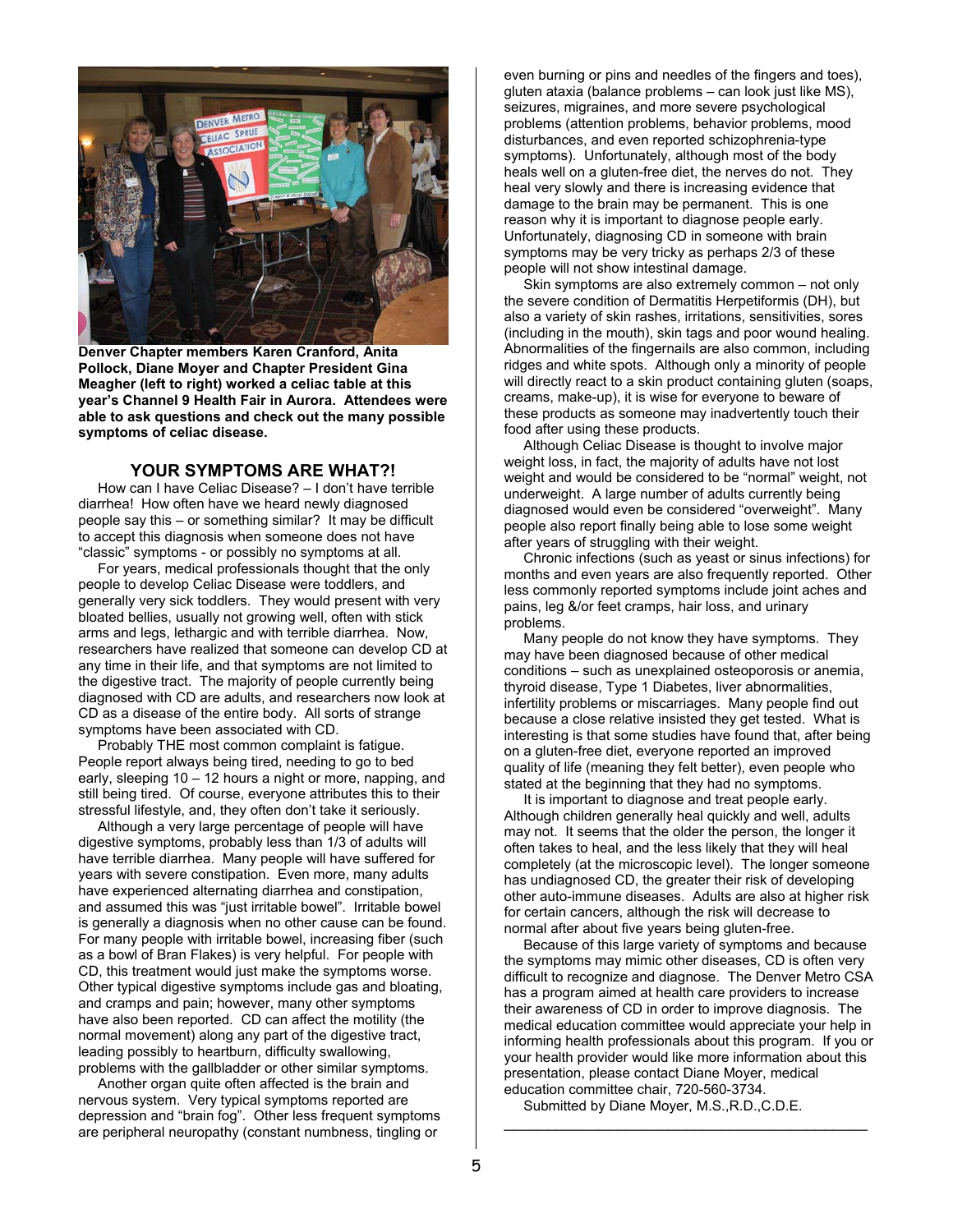**Denver Chapter members Karen Cranford, Anita Pollock, Diane Moyer and Chapter President Gina Meagher (left to right) worked a celiac table at this year's Channel 9 Health Fair in Aurora. Attendees were able to ask questions and check out the many possible symptoms of celiac disease.**

## YOUR SYMPTOMS ARE WHAT?!

How can I have Celiac Disease? – I don't have terrible diarrhea! How often have we heard newly diagnosed people say this – or something similar? It may be difficult to accept this diagnosis when someone does not have "classic" symptoms - or possibly no symptoms at all.

For years, medical professionals thought that the only people to develop Celiac Disease were toddlers, and generally very sick toddlers. They would present with very bloated bellies, usually not growing well, often with stick arms and legs, lethargic and with terrible diarrhea. Now, researchers have realized that someone can develop CD at any time in their life, and that symptoms are not limited to the digestive tract. The majority of people currently being diagnosed with CD are adults, and researchers now look at CD as a disease of the entire body. All sorts of strange symptoms have been associated with CD.

Probably THE most common complaint is fatigue. People report always being tired, needing to go to bed early, sleeping 10 – 12 hours a night or more, napping, and still being tired. Of course, everyone attributes this to their stressful lifestyle, and, they often don't take it seriously.

Although a very large percentage of people will have digestive symptoms, probably less than 1/3 of adults will have terrible diarrhea. Many people will have suffered for years with severe constipation. Even more, many adults have experienced alternating diarrhea and constipation, and assumed this was "just irritable bowel". Irritable bowel is generally a diagnosis when no other cause can be found. For many people with irritable bowel, increasing fiber (such as a bowl of Bran Flakes) is very helpful. For people with CD, this treatment would just make the symptoms worse. Other typical digestive symptoms include gas and bloating, and cramps and pain; however, many other symptoms have also been reported. CD can affect the motility (the normal movement) along any part of the digestive tract, leading possibly to heartburn, difficulty swallowing, problems with the gallbladder or other similar symptoms.

Another organ quite often affected is the brain and nervous system. Very typical symptoms reported are depression and "brain fog". Other less frequent symptoms are peripheral neuropathy (constant numbness, tingling or even burning or pins and needles of the fingers and toes), gluten ataxia (balance problems – can look just like MS), seizures, migraines, and more severe psychological problems (attention problems, behavior problems, mood disturbances, and even reported schizophrenia-type symptoms). Unfortunately, although most of the body heals well on a gluten-free diet, the nerves do not. They heal very slowly and there is increasing evidence that damage to the brain may be permanent. This is one reason why it is important to diagnose people early. Unfortunately, diagnosing CD in someone with brain symptoms may be very tricky as perhaps 2/3 of these people will not show intestinal damage.

Skin symptoms are also extremely common – not only the severe condition of Dermatitis Herpetiformis (DH), but also a variety of skin rashes, irritations, sensitivities, sores (including in the mouth), skin tags and poor wound healing. Abnormalities of the fingernails are also common, including ridges and white spots. Although only a minority of people will directly react to a skin product containing gluten (soaps, creams, make-up), it is wise for everyone to beware of these products as someone may inadvertently touch their food after using these products.

Although Celiac Disease is thought to involve major weight loss, in fact, the majority of adults have not lost weight and would be considered to be "normal" weight, not underweight. A large number of adults currently being diagnosed would even be considered "overweight". Many people also report finally being able to lose some weight after years of struggling with their weight.

Chronic infections (such as yeast or sinus infections) for months and even years are also frequently reported. Other less commonly reported symptoms include joint aches and pains, leg &/or feet cramps, hair loss, and urinary problems.

Many people do not know they have symptoms. They may have been diagnosed because of other medical conditions – such as unexplained osteoporosis or anemia, thyroid disease, Type 1 Diabetes, liver abnormalities, infertility problems or miscarriages. Many people find out because a close relative insisted they get tested. What is interesting is that some studies have found that, after being on a gluten-free diet, everyone reported an improved quality of life (meaning they felt better), even people who stated at the beginning that they had no symptoms.

It is important to diagnose and treat people early. Although children generally heal quickly and well, adults may not. It seems that the older the person, the longer it often takes to heal, and the less likely that they will heal completely (at the microscopic level). The longer someone has undiagnosed CD, the greater their risk of developing other auto-immune diseases. Adults are also at higher risk for certain cancers, although the risk will decrease to normal after about five years being gluten-free.

Because of this large variety of symptoms and because the symptoms may mimic other diseases, CD is often very difficult to recognize and diagnose. The Denver Metro CSA has a program aimed at health care providers to increase their awareness of CD in order to improve diagnosis. The medical education committee would appreciate your help in informing health professionals about this program. If you or your health provider would like more information about this presentation, please contact Diane Moyer, medical education committee chair, 720-560-3734.

Submitted by Diane Moyer, M.S.,R.D.,C.D.E.

---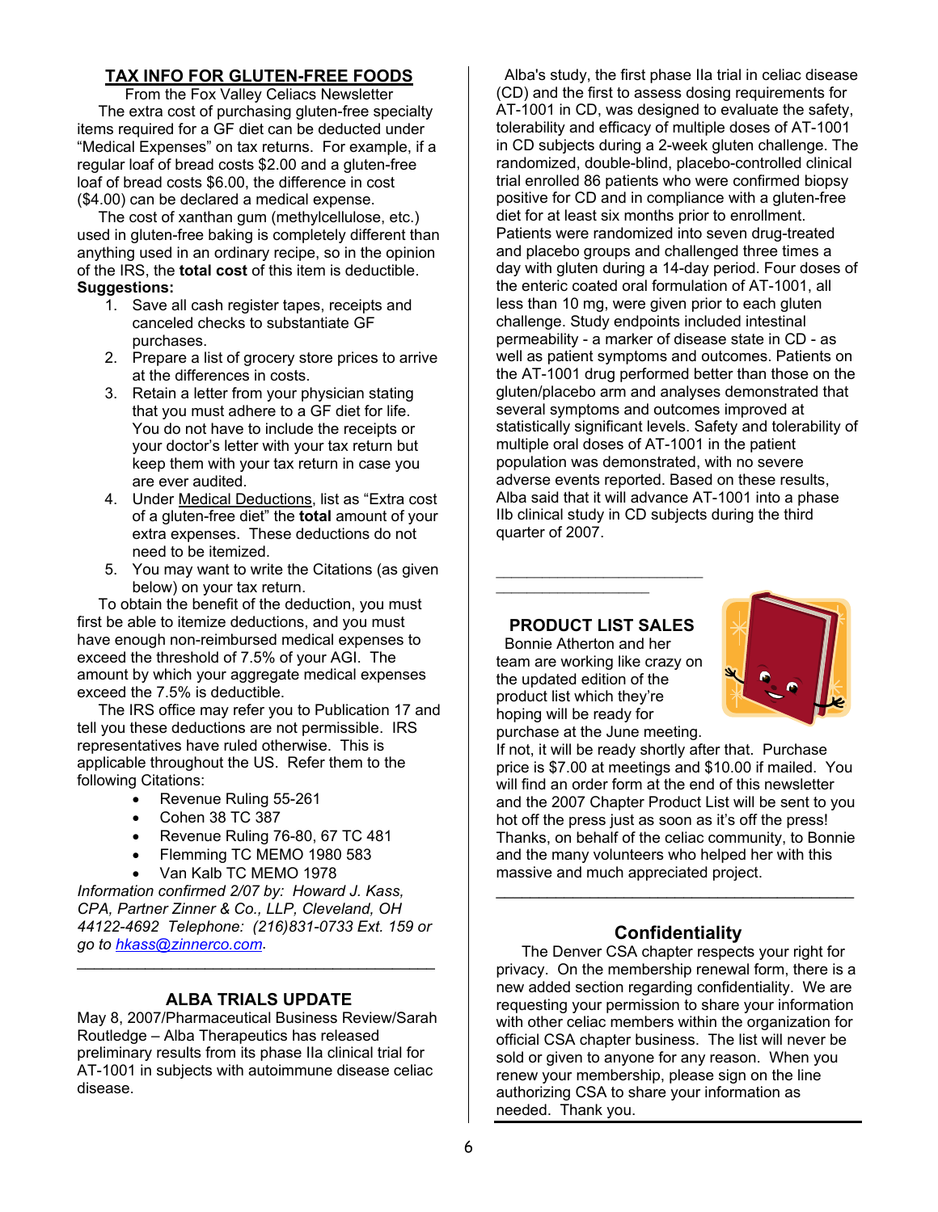## TAX INFO FOR GLUTEN-FREE FOODS

From the Fox Valley Celiacs Newsletter

The extra cost of purchasing gluten-free specialty items required for a GF diet can be deducted under "Medical Expenses" on tax returns. For example, if a regular loaf of bread costs $2.00 and a gluten-free loaf of bread costs $6.00, the difference in cost ($4.00) can be declared a medical expense.

The cost of xanthan gum (methylcellulose, etc.) used in gluten-free baking is completely different than anything used in an ordinary recipe, so in the opinion of the IRS, the **total cost** of this item is deductible.

**Suggestions:**

1. Save all cash register tapes, receipts and canceled checks to substantiate GF purchases.
2. Prepare a list of grocery store prices to arrive at the differences in costs.
3. Retain a letter from your physician stating that you must adhere to a GF diet for life. You do not have to include the receipts or your doctor's letter with your tax return but keep them with your tax return in case you are ever audited.
4. Under Medical Deductions, list as "Extra cost of a gluten-free diet" the **total** amount of your extra expenses. These deductions do not need to be itemized.
5. You may want to write the Citations (as given below) on your tax return.

To obtain the benefit of the deduction, you must first be able to itemize deductions, and you must have enough non-reimbursed medical expenses to exceed the threshold of 7.5% of your AGI. The amount by which your aggregate medical expenses exceed the 7.5% is deductible.

The IRS office may refer you to Publication 17 and tell you these deductions are not permissible. IRS representatives have ruled otherwise. This is applicable throughout the US. Refer them to the following Citations:

- Revenue Ruling 55-261
- Cohen 38 TC 387
- Revenue Ruling 76-80, 67 TC 481
- Flemming TC MEMO 1980 583
- Van Kalb TC MEMO 1978

*Information confirmed 2/07 by: Howard J. Kass, CPA, Partner Zinner & Co., LLP, Cleveland, OH 44122-4692 Telephone: (216)831-0733 Ext. 159 or go to hkass@zinnerco.com.*

---

## ALBA TRIALS UPDATE

May 8, 2007/Pharmaceutical Business Review/Sarah Routledge – Alba Therapeutics has released preliminary results from its phase IIa clinical trial for AT-1001 in subjects with autoimmune disease celiac disease.

Alba's study, the first phase IIa trial in celiac disease (CD) and the first to assess dosing requirements for AT-1001 in CD, was designed to evaluate the safety, tolerability and efficacy of multiple doses of AT-1001 in CD subjects during a 2-week gluten challenge. The randomized, double-blind, placebo-controlled clinical trial enrolled 86 patients who were confirmed biopsy positive for CD and in compliance with a gluten-free diet for at least six months prior to enrollment. Patients were randomized into seven drug-treated and placebo groups and challenged three times a day with gluten during a 14-day period. Four doses of the enteric coated oral formulation of AT-1001, all less than 10 mg, were given prior to each gluten challenge. Study endpoints included intestinal permeability - a marker of disease state in CD - as well as patient symptoms and outcomes. Patients on the AT-1001 drug performed better than those on the gluten/placebo arm and analyses demonstrated that several symptoms and outcomes improved at statistically significant levels. Safety and tolerability of multiple oral doses of AT-1001 in the patient population was demonstrated, with no severe adverse events reported. Based on these results, Alba said that it will advance AT-1001 into a phase IIb clinical study in CD subjects during the third quarter of 2007.

---

## PRODUCT LIST SALES

Bonnie Atherton and her team are working like crazy on the updated edition of the product list which they're hoping will be ready for purchase at the June meeting. If not, it will be ready shortly after that. Purchase price is $7.00 at meetings and $10.00 if mailed. You will find an order form at the end of this newsletter and the 2007 Chapter Product List will be sent to you hot off the press just as soon as it's off the press! Thanks, on behalf of the celiac community, to Bonnie and the many volunteers who helped her with this massive and much appreciated project.

---

## Confidentiality

The Denver CSA chapter respects your right for privacy. On the membership renewal form, there is a new added section regarding confidentiality. We are requesting your permission to share your information with other celiac members within the organization for official CSA chapter business. The list will never be sold or given to anyone for any reason. When you renew your membership, please sign on the line authorizing CSA to share your information as needed. Thank you.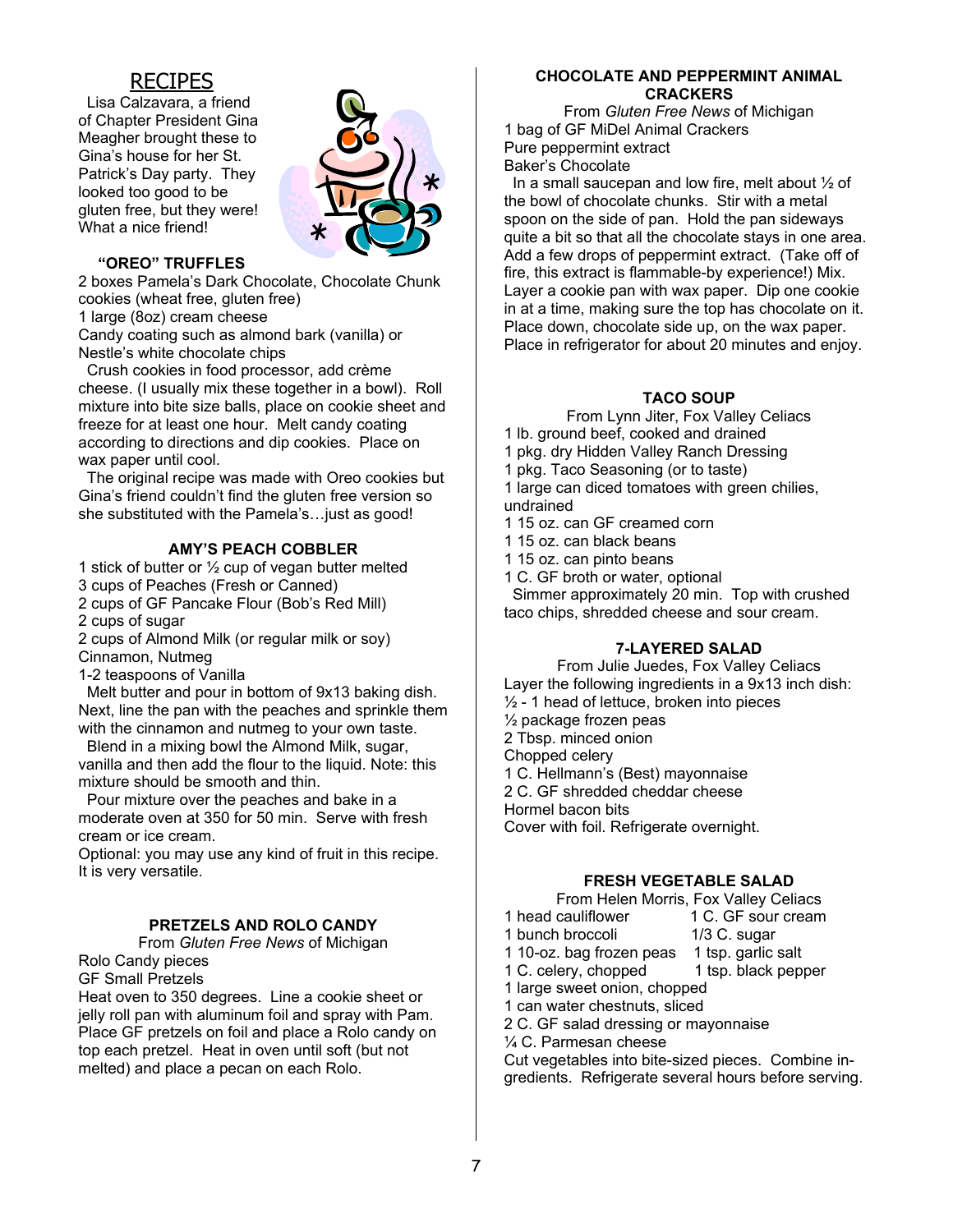# RECIPES

Lisa Calzavara, a friend of Chapter President Gina Meagher brought these to Gina's house for her St. Patrick's Day party. They looked too good to be gluten free, but they were! What a nice friend!

### "OREO" TRUFFLES

2 boxes Pamela's Dark Chocolate, Chocolate Chunk cookies (wheat free, gluten free)
1 large (8oz) cream cheese
Candy coating such as almond bark (vanilla) or Nestle's white chocolate chips

Crush cookies in food processor, add crème cheese. (I usually mix these together in a bowl). Roll mixture into bite size balls, place on cookie sheet and freeze for at least one hour. Melt candy coating according to directions and dip cookies. Place on wax paper until cool.

The original recipe was made with Oreo cookies but Gina's friend couldn't find the gluten free version so she substituted with the Pamela's…just as good!

### AMY'S PEACH COBBLER

1 stick of butter or ½ cup of vegan butter melted
3 cups of Peaches (Fresh or Canned)
2 cups of GF Pancake Flour (Bob's Red Mill)
2 cups of sugar
2 cups of Almond Milk (or regular milk or soy)
Cinnamon, Nutmeg
1-2 teaspoons of Vanilla

Melt butter and pour in bottom of 9x13 baking dish. Next, line the pan with the peaches and sprinkle them with the cinnamon and nutmeg to your own taste.

Blend in a mixing bowl the Almond Milk, sugar, vanilla and then add the flour to the liquid. Note: this mixture should be smooth and thin.

Pour mixture over the peaches and bake in a moderate oven at 350 for 50 min. Serve with fresh cream or ice cream.

Optional: you may use any kind of fruit in this recipe. It is very versatile.

### PRETZELS AND ROLO CANDY

From *Gluten Free News* of Michigan

Rolo Candy pieces
GF Small Pretzels

Heat oven to 350 degrees. Line a cookie sheet or jelly roll pan with aluminum foil and spray with Pam. Place GF pretzels on foil and place a Rolo candy on top each pretzel. Heat in oven until soft (but not melted) and place a pecan on each Rolo.

### CHOCOLATE AND PEPPERMINT ANIMAL CRACKERS

From *Gluten Free News* of Michigan

1 bag of GF MiDel Animal Crackers
Pure peppermint extract
Baker's Chocolate

In a small saucepan and low fire, melt about ½ of the bowl of chocolate chunks. Stir with a metal spoon on the side of pan. Hold the pan sideways quite a bit so that all the chocolate stays in one area. Add a few drops of peppermint extract. (Take off of fire, this extract is flammable-by experience!) Mix. Layer a cookie pan with wax paper. Dip one cookie in at a time, making sure the top has chocolate on it. Place down, chocolate side up, on the wax paper. Place in refrigerator for about 20 minutes and enjoy.

### TACO SOUP

From Lynn Jiter, Fox Valley Celiacs

1 lb. ground beef, cooked and drained
1 pkg. dry Hidden Valley Ranch Dressing
1 pkg. Taco Seasoning (or to taste)
1 large can diced tomatoes with green chilies, undrained
1 15 oz. can GF creamed corn
1 15 oz. can black beans
1 15 oz. can pinto beans
1 C. GF broth or water, optional

Simmer approximately 20 min. Top with crushed taco chips, shredded cheese and sour cream.

### 7-LAYERED SALAD

From Julie Juedes, Fox Valley Celiacs

Layer the following ingredients in a 9x13 inch dish:
½ - 1 head of lettuce, broken into pieces
½ package frozen peas
2 Tbsp. minced onion
Chopped celery
1 C. Hellmann's (Best) mayonnaise
2 C. GF shredded cheddar cheese
Hormel bacon bits
Cover with foil. Refrigerate overnight.

### FRESH VEGETABLE SALAD

From Helen Morris, Fox Valley Celiacs

1 head cauliflower
1 bunch broccoli
1 10-oz. bag frozen peas
1 C. celery, chopped
1 large sweet onion, chopped
1 can water chestnuts, sliced
2 C. GF salad dressing or mayonnaise
¼ C. Parmesan cheese
1 C. GF sour cream
1/3 C. sugar
1 tsp. garlic salt
1 tsp. black pepper

Cut vegetables into bite-sized pieces. Combine ingredients. Refrigerate several hours before serving.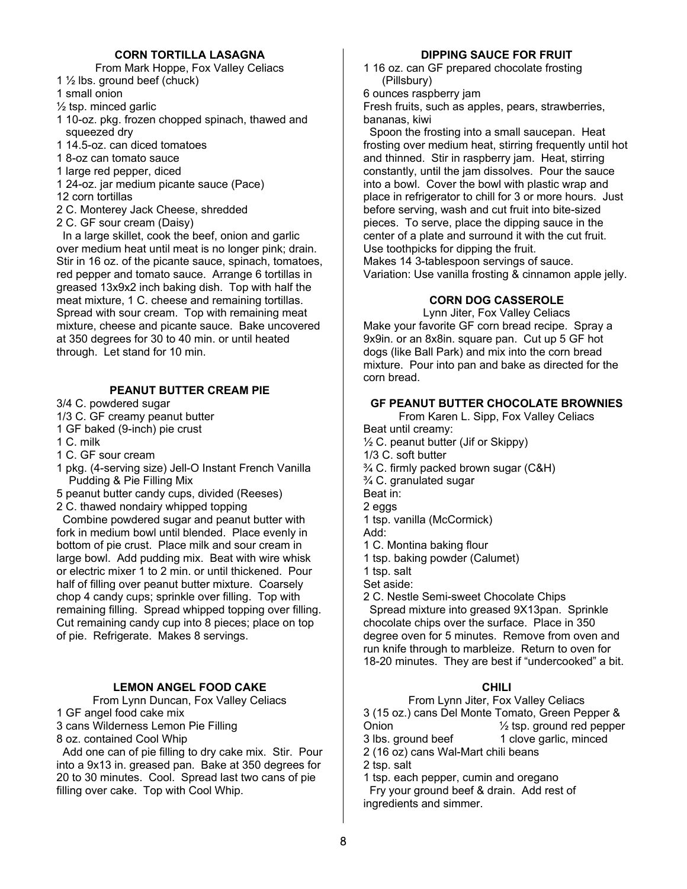## CORN TORTILLA LASAGNA

From Mark Hoppe, Fox Valley Celiacs

1 ½ lbs. ground beef (chuck)
1 small onion
½ tsp. minced garlic
1 10-oz. pkg. frozen chopped spinach, thawed and squeezed dry
1 14.5-oz. can diced tomatoes
1 8-oz can tomato sauce
1 large red pepper, diced
1 24-oz. jar medium picante sauce (Pace)
12 corn tortillas
2 C. Monterey Jack Cheese, shredded
2 C. GF sour cream (Daisy)

In a large skillet, cook the beef, onion and garlic over medium heat until meat is no longer pink; drain. Stir in 16 oz. of the picante sauce, spinach, tomatoes, red pepper and tomato sauce. Arrange 6 tortillas in greased 13x9x2 inch baking dish. Top with half the meat mixture, 1 C. cheese and remaining tortillas. Spread with sour cream. Top with remaining meat mixture, cheese and picante sauce. Bake uncovered at 350 degrees for 30 to 40 min. or until heated through. Let stand for 10 min.

## PEANUT BUTTER CREAM PIE

3/4 C. powdered sugar
1/3 C. GF creamy peanut butter
1 GF baked (9-inch) pie crust
1 C. milk
1 C. GF sour cream
1 pkg. (4-serving size) Jell-O Instant French Vanilla Pudding & Pie Filling Mix
5 peanut butter candy cups, divided (Reeses)
2 C. thawed nondairy whipped topping

Combine powdered sugar and peanut butter with fork in medium bowl until blended. Place evenly in bottom of pie crust. Place milk and sour cream in large bowl. Add pudding mix. Beat with wire whisk or electric mixer 1 to 2 min. or until thickened. Pour half of filling over peanut butter mixture. Coarsely chop 4 candy cups; sprinkle over filling. Top with remaining filling. Spread whipped topping over filling. Cut remaining candy cup into 8 pieces; place on top of pie. Refrigerate. Makes 8 servings.

## LEMON ANGEL FOOD CAKE

From Lynn Duncan, Fox Valley Celiacs

1 GF angel food cake mix
3 cans Wilderness Lemon Pie Filling
8 oz. contained Cool Whip

Add one can of pie filling to dry cake mix. Stir. Pour into a 9x13 in. greased pan. Bake at 350 degrees for 20 to 30 minutes. Cool. Spread last two cans of pie filling over cake. Top with Cool Whip.

## DIPPING SAUCE FOR FRUIT

1 16 oz. can GF prepared chocolate frosting (Pillsbury)
6 ounces raspberry jam
Fresh fruits, such as apples, pears, strawberries, bananas, kiwi

Spoon the frosting into a small saucepan. Heat frosting over medium heat, stirring frequently until hot and thinned. Stir in raspberry jam. Heat, stirring constantly, until the jam dissolves. Pour the sauce into a bowl. Cover the bowl with plastic wrap and place in refrigerator to chill for 3 or more hours. Just before serving, wash and cut fruit into bite-sized pieces. To serve, place the dipping sauce in the center of a plate and surround it with the cut fruit. Use toothpicks for dipping the fruit.
Makes 14 3-tablespoon servings of sauce.
Variation: Use vanilla frosting & cinnamon apple jelly.

## CORN DOG CASSEROLE

Lynn Jiter, Fox Valley Celiacs

Make your favorite GF corn bread recipe. Spray a 9x9in. or an 8x8in. square pan. Cut up 5 GF hot dogs (like Ball Park) and mix into the corn bread mixture. Pour into pan and bake as directed for the corn bread.

## GF PEANUT BUTTER CHOCOLATE BROWNIES

From Karen L. Sipp, Fox Valley Celiacs

Beat until creamy:
½ C. peanut butter (Jif or Skippy)
1/3 C. soft butter
¾ C. firmly packed brown sugar (C&H)
¾ C. granulated sugar
Beat in:
2 eggs
1 tsp. vanilla (McCormick)
Add:
1 C. Montina baking flour
1 tsp. baking powder (Calumet)
1 tsp. salt
Set aside:
2 C. Nestle Semi-sweet Chocolate Chips

Spread mixture into greased 9X13pan. Sprinkle chocolate chips over the surface. Place in 350 degree oven for 5 minutes. Remove from oven and run knife through to marbleize. Return to oven for 18-20 minutes. They are best if "undercooked" a bit.

## CHILI

From Lynn Jiter, Fox Valley Celiacs

3 (15 oz.) cans Del Monte Tomato, Green Pepper & Onion
½ tsp. ground red pepper
3 lbs. ground beef
1 clove garlic, minced
2 (16 oz) cans Wal-Mart chili beans
2 tsp. salt
1 tsp. each pepper, cumin and oregano

Fry your ground beef & drain. Add rest of ingredients and simmer.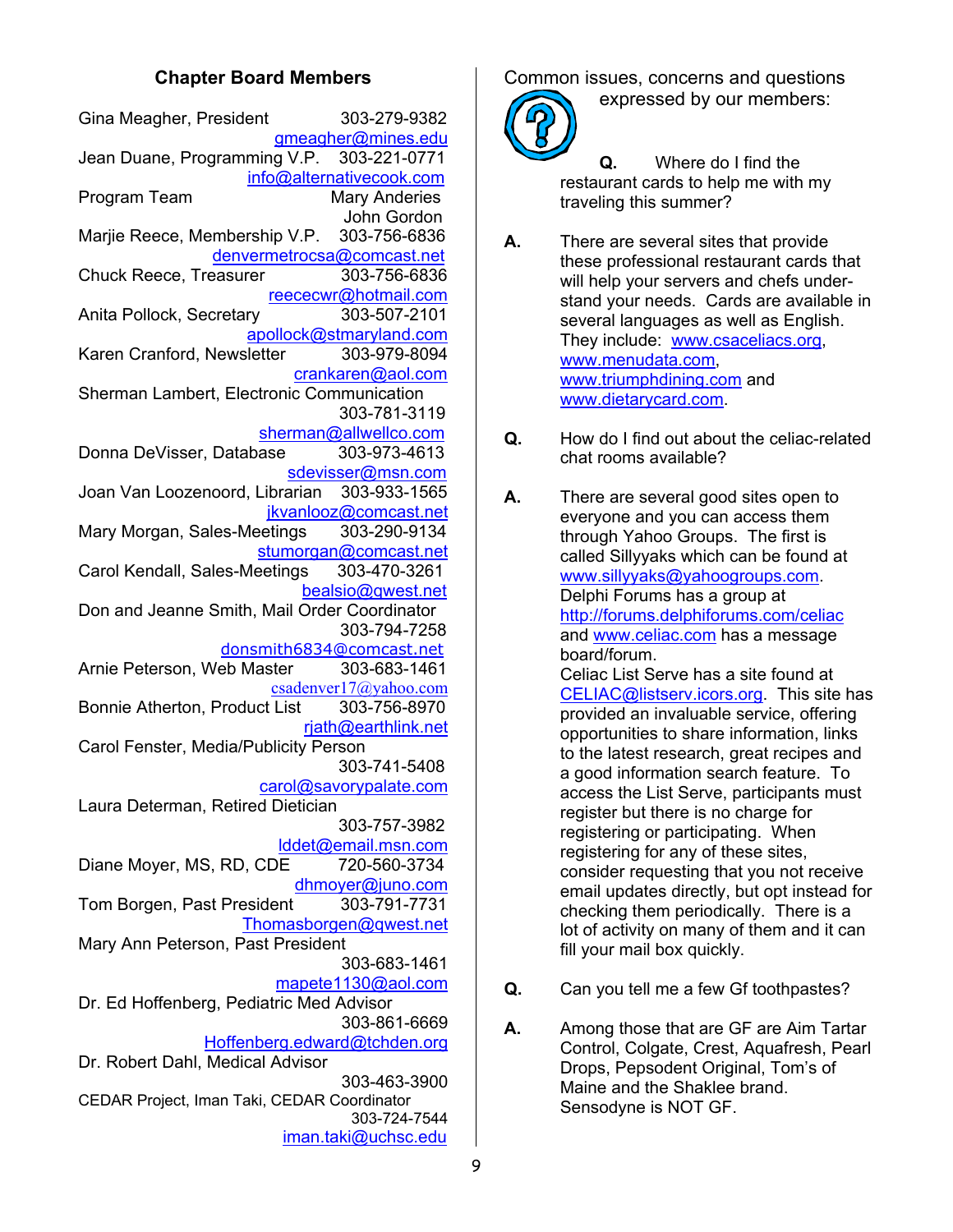## Chapter Board Members

Gina Meagher, President 303-279-9382
gmeagher@mines.edu

Jean Duane, Programming V.P. 303-221-0771
info@alternativecook.com

Program Team: Mary Anderies, John Gordon

Marjie Reece, Membership V.P. 303-756-6836
denvermetrocsa@comcast.net

Chuck Reece, Treasurer 303-756-6836
reececwr@hotmail.com

Anita Pollock, Secretary 303-507-2101
apollock@stmaryland.com

Karen Cranford, Newsletter 303-979-8094
crankaren@aol.com

Sherman Lambert, Electronic Communication 303-781-3119
sherman@allwellco.com

Donna DeVisser, Database 303-973-4613
sdevisser@msn.com

Joan Van Loozenoord, Librarian 303-933-1565
jkvanlooz@comcast.net

Mary Morgan, Sales-Meetings 303-290-9134
stumorgan@comcast.net

Carol Kendall, Sales-Meetings 303-470-3261
bealsio@qwest.net

Don and Jeanne Smith, Mail Order Coordinator 303-794-7258
donsmith6834@comcast.net

Arnie Peterson, Web Master 303-683-1461
csadenver17@yahoo.com

Bonnie Atherton, Product List 303-756-8970
rjath@earthlink.net

Carol Fenster, Media/Publicity Person 303-741-5408
carol@savorypalate.com

Laura Determan, Retired Dietician 303-757-3982
lddet@email.msn.com

Diane Moyer, MS, RD, CDE 720-560-3734
dhmoyer@juno.com

Tom Borgen, Past President 303-791-7731
Thomasborgen@qwest.net

Mary Ann Peterson, Past President 303-683-1461
mapete1130@aol.com

Dr. Ed Hoffenberg, Pediatric Med Advisor 303-861-6669
Hoffenberg.edward@tchden.org

Dr. Robert Dahl, Medical Advisor 303-463-3900

CEDAR Project, Iman Taki, CEDAR Coordinator 303-724-7544
iman.taki@uchsc.edu

Common issues, concerns and questions expressed by our members:

**Q.** Where do I find the restaurant cards to help me with my traveling this summer?

**A.** There are several sites that provide these professional restaurant cards that will help your servers and chefs understand your needs. Cards are available in several languages as well as English. They include: www.csaceliacs.org, www.menudata.com, www.triumphdining.com and www.dietarycard.com.

**Q.** How do I find out about the celiac-related chat rooms available?

**A.** There are several good sites open to everyone and you can access them through Yahoo Groups. The first is called Sillyyaks which can be found at www.sillyyaks@yahoogroups.com. Delphi Forums has a group at http://forums.delphiforums.com/celiac and www.celiac.com has a message board/forum.
Celiac List Serve has a site found at CELIAC@listserv.icors.org. This site has provided an invaluable service, offering opportunities to share information, links to the latest research, great recipes and a good information search feature. To access the List Serve, participants must register but there is no charge for registering or participating. When registering for any of these sites, consider requesting that you not receive email updates directly, but opt instead for checking them periodically. There is a lot of activity on many of them and it can fill your mail box quickly.

**Q.** Can you tell me a few Gf toothpastes?

**A.** Among those that are GF are Aim Tartar Control, Colgate, Crest, Aquafresh, Pearl Drops, Pepsodent Original, Tom's of Maine and the Shaklee brand. Sensodyne is NOT GF.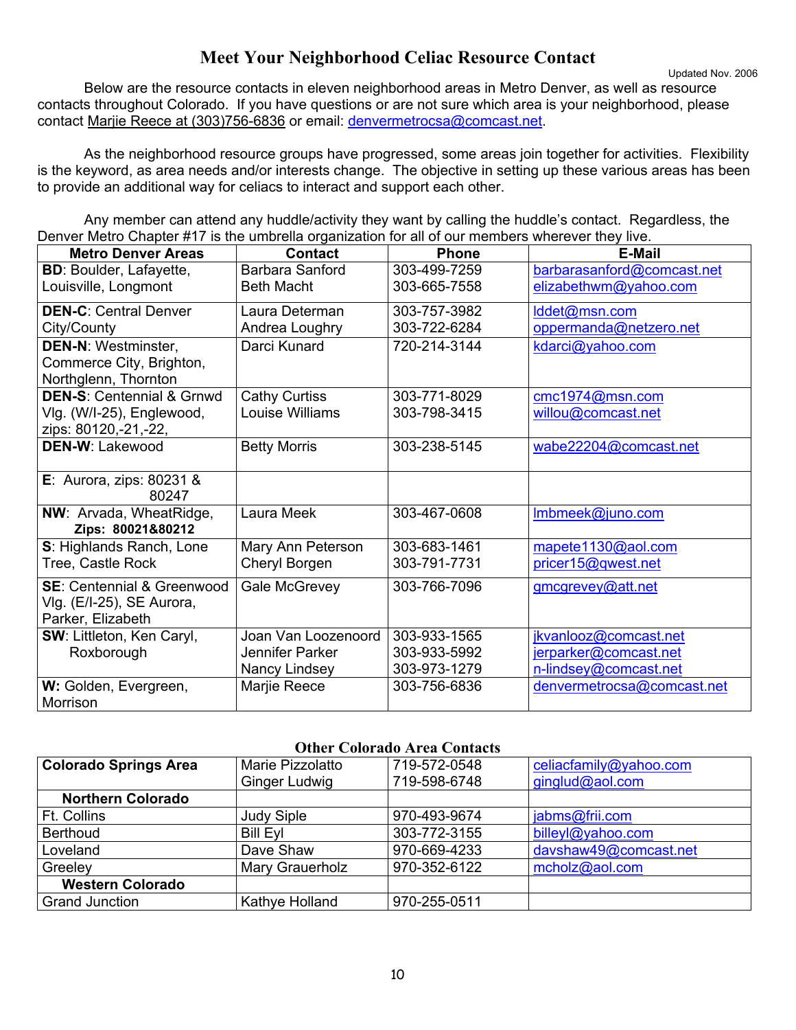# Meet Your Neighborhood Celiac Resource Contact

Updated Nov. 2006

Below are the resource contacts in eleven neighborhood areas in Metro Denver, as well as resource contacts throughout Colorado. If you have questions or are not sure which area is your neighborhood, please contact Marjie Reece at (303)756-6836 or email: denvermetrocsa@comcast.net.

As the neighborhood resource groups have progressed, some areas join together for activities. Flexibility is the keyword, as area needs and/or interests change. The objective in setting up these various areas has been to provide an additional way for celiacs to interact and support each other.

Any member can attend any huddle/activity they want by calling the huddle's contact. Regardless, the Denver Metro Chapter #17 is the umbrella organization for all of our members wherever they live.

| Metro Denver Areas | Contact | Phone | E-Mail |
|---|---|---|---|
| **BD**: Boulder, Lafayette, Louisville, Longmont | Barbara Sanford<br>Beth Macht | 303-499-7259<br>303-665-7558 | barbarasanford@comcast.net<br>elizabethwm@yahoo.com |
| **DEN-C**: Central Denver City/County | Laura Determan<br>Andrea Loughry | 303-757-3982<br>303-722-6284 | lddet@msn.com<br>oppermanda@netzero.net |
| **DEN-N**: Westminster, Commerce City, Brighton, Northglenn, Thornton | Darci Kunard | 720-214-3144 | kdarci@yahoo.com |
| **DEN-S**: Centennial & Grnwd Vlg. (W/I-25), Englewood, zips: 80120,-21,-22, | Cathy Curtiss<br>Louise Williams | 303-771-8029<br>303-798-3415 | cmc1974@msn.com<br>willou@comcast.net |
| **DEN-W**: Lakewood | Betty Morris | 303-238-5145 | wabe22204@comcast.net |
| **E**: Aurora, zips: 80231 & 80247 | | | |
| **NW**: Arvada, WheatRidge, **Zips: 80021&80212** | Laura Meek | 303-467-0608 | lmbmeek@juno.com |
| **S**: Highlands Ranch, Lone Tree, Castle Rock | Mary Ann Peterson<br>Cheryl Borgen | 303-683-1461<br>303-791-7731 | mapete1130@aol.com<br>pricer15@qwest.net |
| **SE**: Centennial & Greenwood Vlg. (E/I-25), SE Aurora, Parker, Elizabeth | Gale McGrevey | 303-766-7096 | gmcgrevey@att.net |
| **SW**: Littleton, Ken Caryl, Roxborough | Joan Van Loozenoord<br>Jennifer Parker<br>Nancy Lindsey | 303-933-1565<br>303-933-5992<br>303-973-1279 | jkvanlooz@comcast.net<br>jerparker@comcast.net<br>n-lindsey@comcast.net |
| **W:** Golden, Evergreen, Morrison | Marjie Reece | 303-756-6836 | denvermetrocsa@comcast.net |

## Other Colorado Area Contacts

| | | | |
|---|---|---|---|
| **Colorado Springs Area** | Marie Pizzolatto<br>Ginger Ludwig | 719-572-0548<br>719-598-6748 | celiacfamily@yahoo.com<br>ginglud@aol.com |
| **Northern Colorado** | | | |
| Ft. Collins | Judy Siple | 970-493-9674 | jabms@frii.com |
| Berthoud | Bill Eyl | 303-772-3155 | billeyl@yahoo.com |
| Loveland | Dave Shaw | 970-669-4233 | davshaw49@comcast.net |
| Greeley | Mary Grauerholz | 970-352-6122 | mcholz@aol.com |
| **Western Colorado** | | | |
| Grand Junction | Kathye Holland | 970-255-0511 | |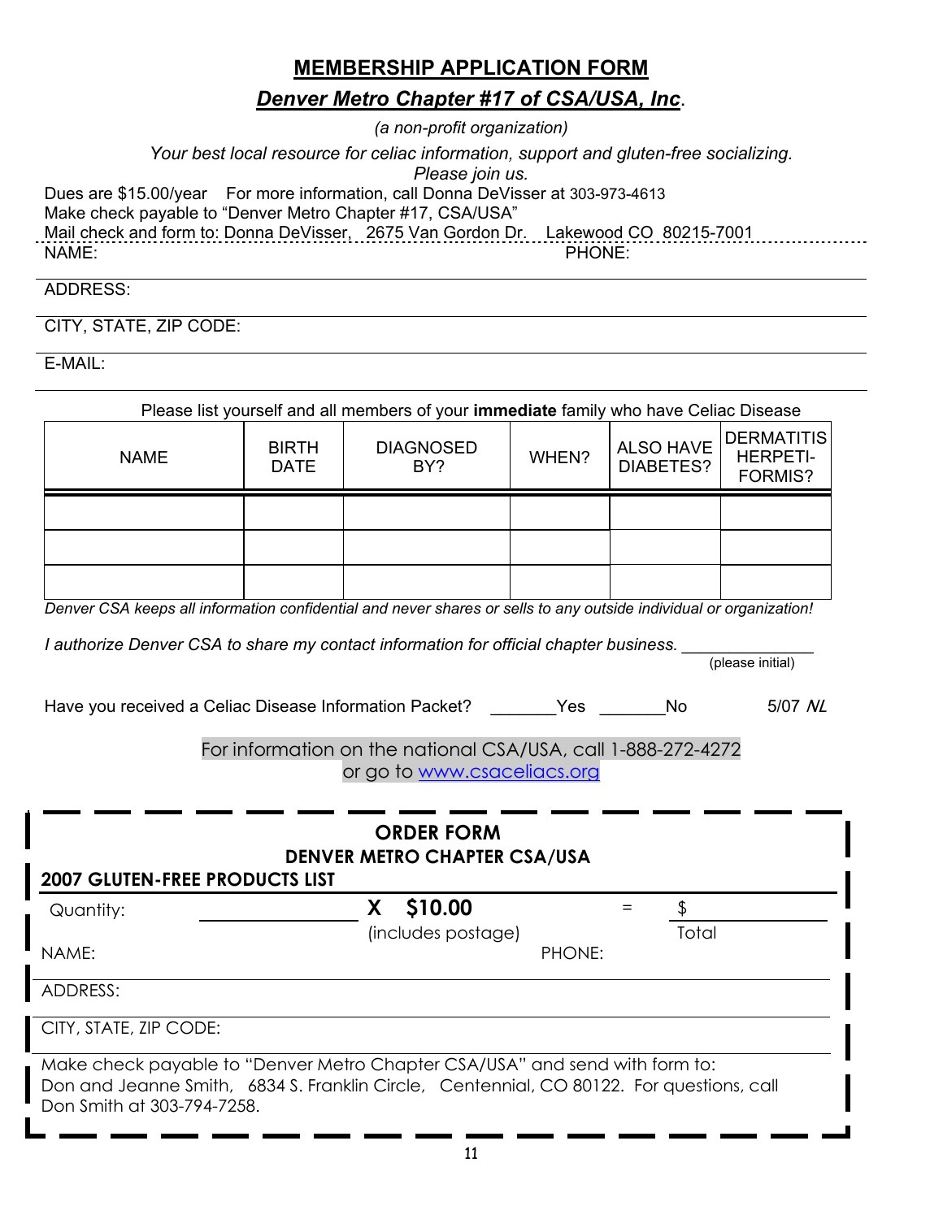# MEMBERSHIP APPLICATION FORM

## *Denver Metro Chapter #17 of CSA/USA, Inc*.

*(a non-profit organization)*

*Your best local resource for celiac information, support and gluten-free socializing. Please join us.*

Dues are $15.00/year For more information, call Donna DeVisser at 303-973-4613
Make check payable to "Denver Metro Chapter #17, CSA/USA"
Mail check and form to: Donna DeVisser, 2675 Van Gordon Dr. Lakewood CO 80215-7001

NAME: PHONE:

ADDRESS:

CITY, STATE, ZIP CODE:

E-MAIL:

Please list yourself and all members of your **immediate** family who have Celiac Disease

| NAME | BIRTH DATE | DIAGNOSED BY? | WHEN? | ALSO HAVE DIABETES? | DERMATITIS HERPETI-FORMIS? |
|---|---|---|---|---|---|
| | | | | | |
| | | | | | |
| | | | | | |

*Denver CSA keeps all information confidential and never shares or sells to any outside individual or organization!*

*I authorize Denver CSA to share my contact information for official chapter business.* ______________
(please initial)

Have you received a Celiac Disease Information Packet? _______Yes _______No 5/07 *NL*

For information on the national CSA/USA, call 1-888-272-4272
or go to www.csaceliacs.org

**ORDER FORM**
**DENVER METRO CHAPTER CSA/USA**

**2007 GLUTEN-FREE PRODUCTS LIST**

Quantity: ______________ **X $10.00** (includes postage) = $ ______ Total

NAME: PHONE:

ADDRESS:

CITY, STATE, ZIP CODE:

Make check payable to "Denver Metro Chapter CSA/USA" and send with form to:
Don and Jeanne Smith, 6834 S. Franklin Circle, Centennial, CO 80122. For questions, call Don Smith at 303-794-7258.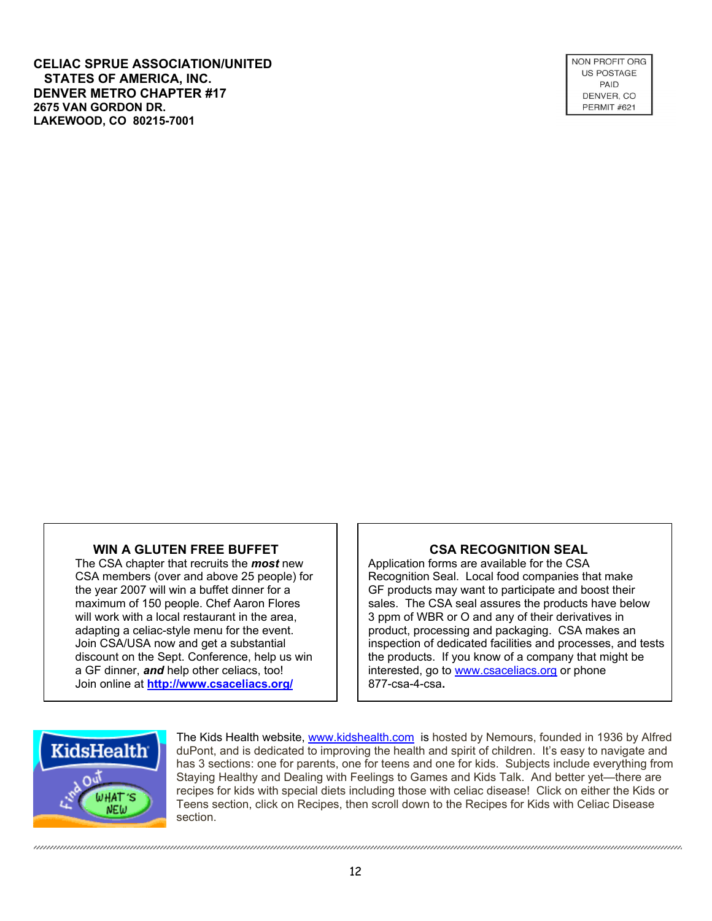**CELIAC SPRUE ASSOCIATION/UNITED STATES OF AMERICA, INC.**
**DENVER METRO CHAPTER #17**
**2675 VAN GORDON DR.**
**LAKEWOOD, CO 80215-7001**

NON PROFIT ORG
US POSTAGE
PAID
DENVER, CO
PERMIT #621

## WIN A GLUTEN FREE BUFFET

The CSA chapter that recruits the ***most*** new CSA members (over and above 25 people) for the year 2007 will win a buffet dinner for a maximum of 150 people. Chef Aaron Flores will work with a local restaurant in the area, adapting a celiac-style menu for the event. Join CSA/USA now and get a substantial discount on the Sept. Conference, help us win a GF dinner, ***and*** help other celiacs, too! Join online at **http://www.csaceliacs.org/**

## CSA RECOGNITION SEAL

Application forms are available for the CSA Recognition Seal. Local food companies that make GF products may want to participate and boost their sales. The CSA seal assures the products have below 3 ppm of WBR or O and any of their derivatives in product, processing and packaging. CSA makes an inspection of dedicated facilities and processes, and tests the products. If you know of a company that might be interested, go to www.csaceliacs.org or phone 877-csa-4-csa.

KidsHealth
Find Out WHAT'S NEW

The Kids Health website, www.kidshealth.com is hosted by Nemours, founded in 1936 by Alfred duPont, and is dedicated to improving the health and spirit of children. It's easy to navigate and has 3 sections: one for parents, one for teens and one for kids. Subjects include everything from Staying Healthy and Dealing with Feelings to Games and Kids Talk. And better yet—there are recipes for kids with special diets including those with celiac disease! Click on either the Kids or Teens section, click on Recipes, then scroll down to the Recipes for Kids with Celiac Disease section.